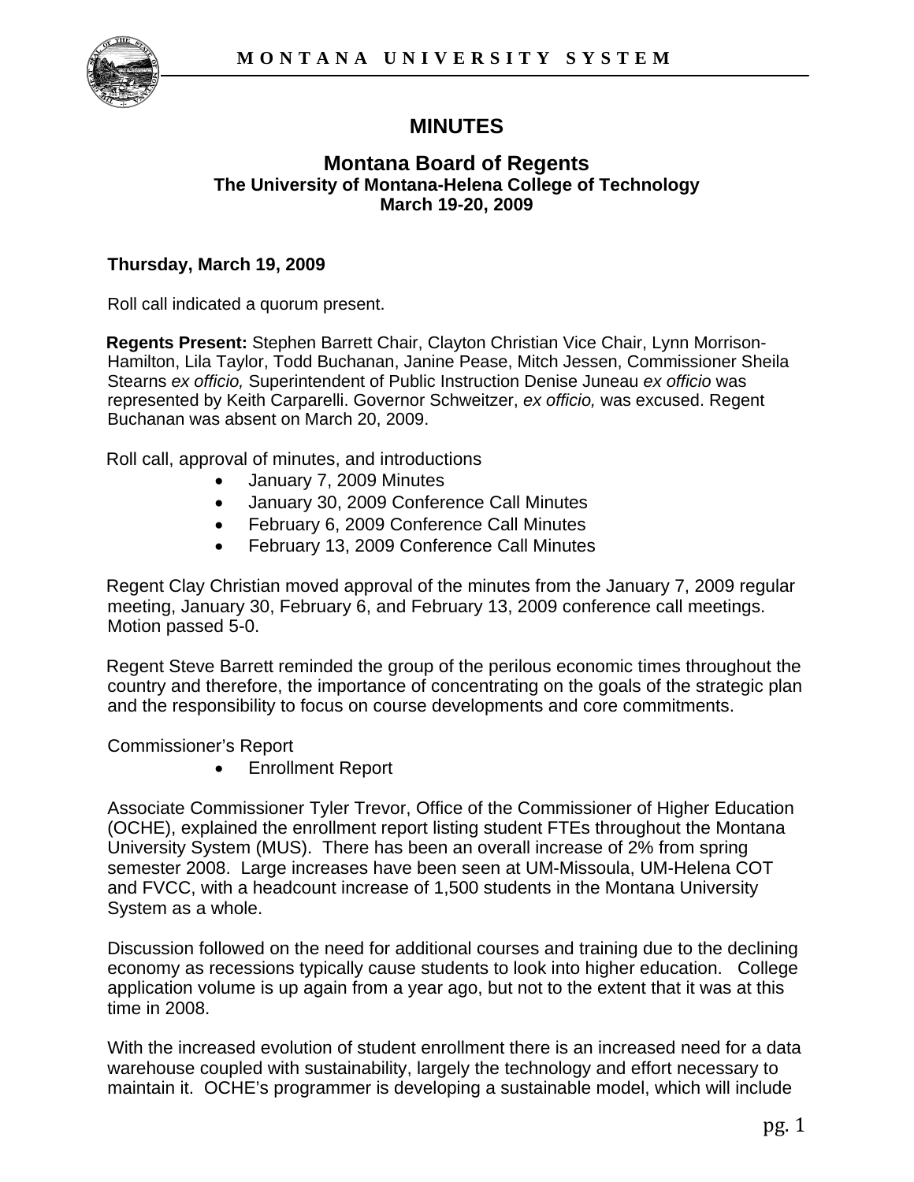# MINUTES

## Montana Board of Regents

### The University of Montana-Helena College of Technology
### March 19-20, 2009

**Thursday, March 19, 2009**

Roll call indicated a quorum present.

**Regents Present:** Stephen Barrett Chair, Clayton Christian Vice Chair, Lynn Morrison-Hamilton, Lila Taylor, Todd Buchanan, Janine Pease, Mitch Jessen, Commissioner Sheila Stearns *ex officio,* Superintendent of Public Instruction Denise Juneau *ex officio* was represented by Keith Carparelli. Governor Schweitzer, *ex officio,* was excused. Regent Buchanan was absent on March 20, 2009.

Roll call, approval of minutes, and introductions

- January 7, 2009 Minutes
- January 30, 2009 Conference Call Minutes
- February 6, 2009 Conference Call Minutes
- February 13, 2009 Conference Call Minutes

Regent Clay Christian moved approval of the minutes from the January 7, 2009 regular meeting, January 30, February 6, and February 13, 2009 conference call meetings. Motion passed 5-0.

Regent Steve Barrett reminded the group of the perilous economic times throughout the country and therefore, the importance of concentrating on the goals of the strategic plan and the responsibility to focus on course developments and core commitments.

Commissioner's Report

- Enrollment Report

Associate Commissioner Tyler Trevor, Office of the Commissioner of Higher Education (OCHE), explained the enrollment report listing student FTEs throughout the Montana University System (MUS). There has been an overall increase of 2% from spring semester 2008. Large increases have been seen at UM-Missoula, UM-Helena COT and FVCC, with a headcount increase of 1,500 students in the Montana University System as a whole.

Discussion followed on the need for additional courses and training due to the declining economy as recessions typically cause students to look into higher education. College application volume is up again from a year ago, but not to the extent that it was at this time in 2008.

With the increased evolution of student enrollment there is an increased need for a data warehouse coupled with sustainability, largely the technology and effort necessary to maintain it. OCHE's programmer is developing a sustainable model, which will include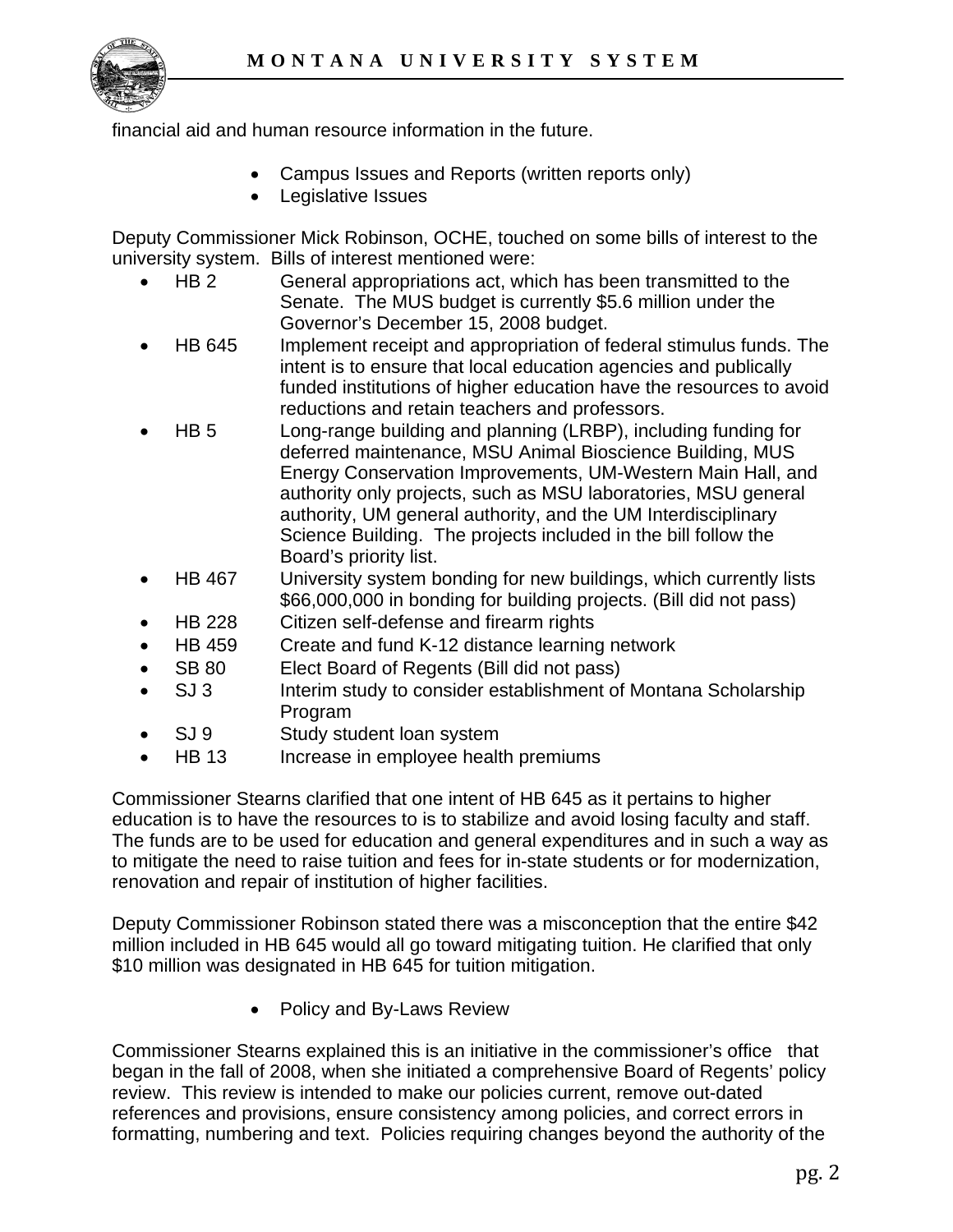financial aid and human resource information in the future.

- Campus Issues and Reports (written reports only)
- Legislative Issues

Deputy Commissioner Mick Robinson, OCHE, touched on some bills of interest to the university system. Bills of interest mentioned were:

- HB 2 General appropriations act, which has been transmitted to the Senate. The MUS budget is currently $5.6 million under the Governor's December 15, 2008 budget.
- HB 645 Implement receipt and appropriation of federal stimulus funds. The intent is to ensure that local education agencies and publically funded institutions of higher education have the resources to avoid reductions and retain teachers and professors.
- HB 5 Long-range building and planning (LRBP), including funding for deferred maintenance, MSU Animal Bioscience Building, MUS Energy Conservation Improvements, UM-Western Main Hall, and authority only projects, such as MSU laboratories, MSU general authority, UM general authority, and the UM Interdisciplinary Science Building. The projects included in the bill follow the Board's priority list.
- HB 467 University system bonding for new buildings, which currently lists $66,000,000 in bonding for building projects. (Bill did not pass)
- HB 228 Citizen self-defense and firearm rights
- HB 459 Create and fund K-12 distance learning network
- SB 80 Elect Board of Regents (Bill did not pass)
- SJ 3 Interim study to consider establishment of Montana Scholarship Program
- SJ 9 Study student loan system
- HB 13 Increase in employee health premiums

Commissioner Stearns clarified that one intent of HB 645 as it pertains to higher education is to have the resources to is to stabilize and avoid losing faculty and staff. The funds are to be used for education and general expenditures and in such a way as to mitigate the need to raise tuition and fees for in-state students or for modernization, renovation and repair of institution of higher facilities.

Deputy Commissioner Robinson stated there was a misconception that the entire $42 million included in HB 645 would all go toward mitigating tuition. He clarified that only $10 million was designated in HB 645 for tuition mitigation.

- Policy and By-Laws Review

Commissioner Stearns explained this is an initiative in the commissioner's office that began in the fall of 2008, when she initiated a comprehensive Board of Regents' policy review. This review is intended to make our policies current, remove out-dated references and provisions, ensure consistency among policies, and correct errors in formatting, numbering and text. Policies requiring changes beyond the authority of the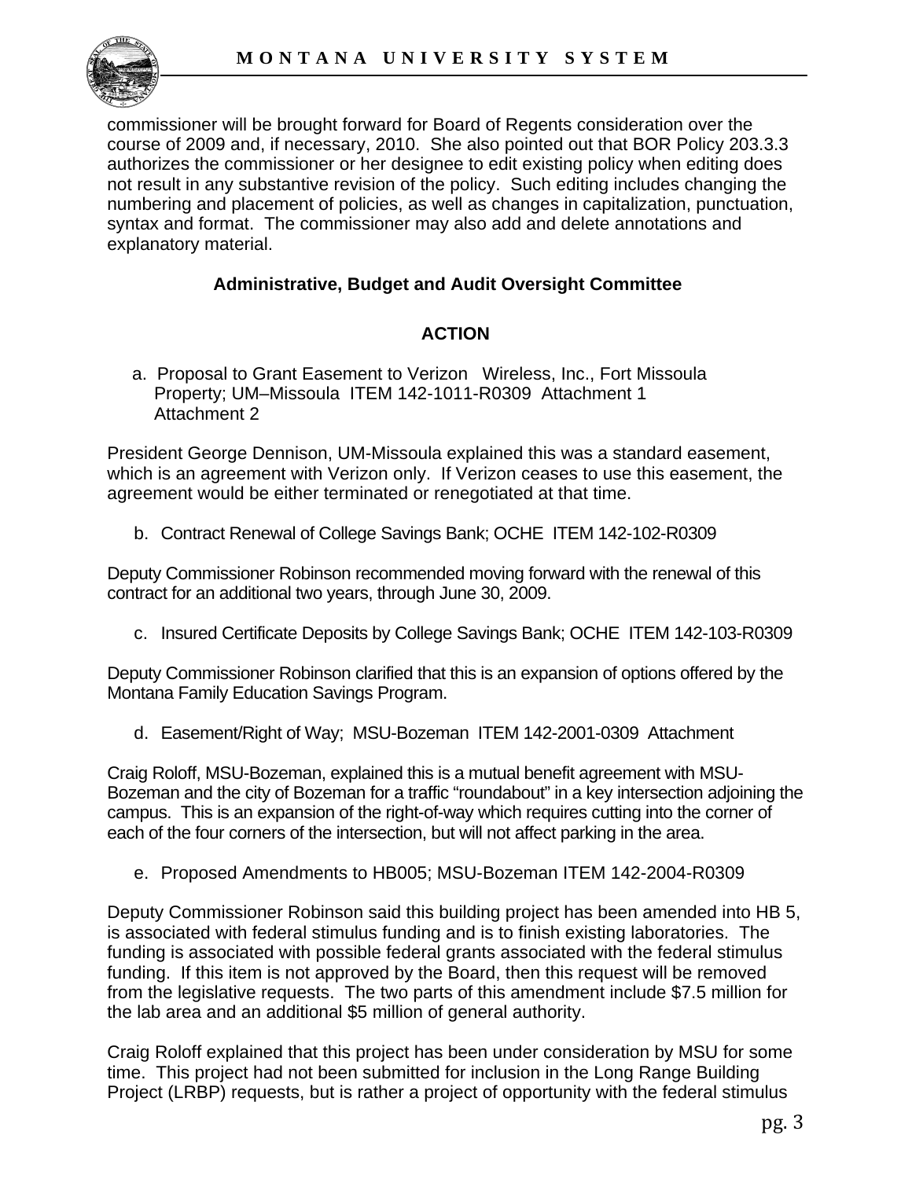commissioner will be brought forward for Board of Regents consideration over the course of 2009 and, if necessary, 2010. She also pointed out that BOR Policy 203.3.3 authorizes the commissioner or her designee to edit existing policy when editing does not result in any substantive revision of the policy. Such editing includes changing the numbering and placement of policies, as well as changes in capitalization, punctuation, syntax and format. The commissioner may also add and delete annotations and explanatory material.

### Administrative, Budget and Audit Oversight Committee

#### ACTION

a. Proposal to Grant Easement to Verizon Wireless, Inc., Fort Missoula Property; UM–Missoula ITEM 142-1011-R0309 Attachment 1 Attachment 2

President George Dennison, UM-Missoula explained this was a standard easement, which is an agreement with Verizon only. If Verizon ceases to use this easement, the agreement would be either terminated or renegotiated at that time.

b. Contract Renewal of College Savings Bank; OCHE ITEM 142-102-R0309

Deputy Commissioner Robinson recommended moving forward with the renewal of this contract for an additional two years, through June 30, 2009.

c. Insured Certificate Deposits by College Savings Bank; OCHE ITEM 142-103-R0309

Deputy Commissioner Robinson clarified that this is an expansion of options offered by the Montana Family Education Savings Program.

d. Easement/Right of Way; MSU-Bozeman ITEM 142-2001-0309 Attachment

Craig Roloff, MSU-Bozeman, explained this is a mutual benefit agreement with MSU-Bozeman and the city of Bozeman for a traffic "roundabout" in a key intersection adjoining the campus. This is an expansion of the right-of-way which requires cutting into the corner of each of the four corners of the intersection, but will not affect parking in the area.

e. Proposed Amendments to HB005; MSU-Bozeman ITEM 142-2004-R0309

Deputy Commissioner Robinson said this building project has been amended into HB 5, is associated with federal stimulus funding and is to finish existing laboratories. The funding is associated with possible federal grants associated with the federal stimulus funding. If this item is not approved by the Board, then this request will be removed from the legislative requests. The two parts of this amendment include $7.5 million for the lab area and an additional $5 million of general authority.

Craig Roloff explained that this project has been under consideration by MSU for some time. This project had not been submitted for inclusion in the Long Range Building Project (LRBP) requests, but is rather a project of opportunity with the federal stimulus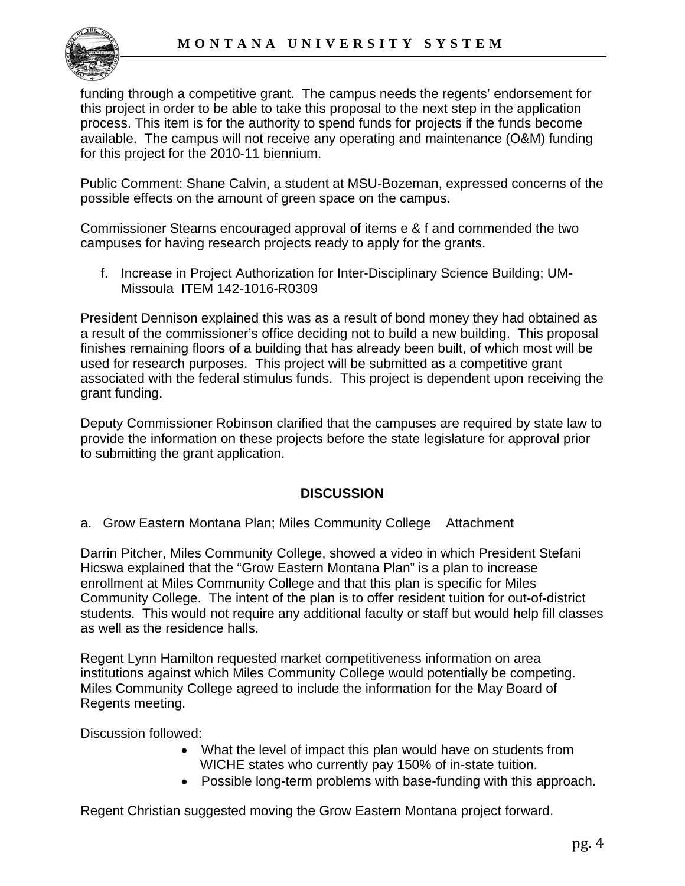funding through a competitive grant. The campus needs the regents' endorsement for this project in order to be able to take this proposal to the next step in the application process. This item is for the authority to spend funds for projects if the funds become available. The campus will not receive any operating and maintenance (O&M) funding for this project for the 2010-11 biennium.

Public Comment: Shane Calvin, a student at MSU-Bozeman, expressed concerns of the possible effects on the amount of green space on the campus.

Commissioner Stearns encouraged approval of items e & f and commended the two campuses for having research projects ready to apply for the grants.

f. Increase in Project Authorization for Inter-Disciplinary Science Building; UM-Missoula ITEM 142-1016-R0309

President Dennison explained this was as a result of bond money they had obtained as a result of the commissioner's office deciding not to build a new building. This proposal finishes remaining floors of a building that has already been built, of which most will be used for research purposes. This project will be submitted as a competitive grant associated with the federal stimulus funds. This project is dependent upon receiving the grant funding.

Deputy Commissioner Robinson clarified that the campuses are required by state law to provide the information on these projects before the state legislature for approval prior to submitting the grant application.

## DISCUSSION

a. Grow Eastern Montana Plan; Miles Community College Attachment

Darrin Pitcher, Miles Community College, showed a video in which President Stefani Hicswa explained that the "Grow Eastern Montana Plan" is a plan to increase enrollment at Miles Community College and that this plan is specific for Miles Community College. The intent of the plan is to offer resident tuition for out-of-district students. This would not require any additional faculty or staff but would help fill classes as well as the residence halls.

Regent Lynn Hamilton requested market competitiveness information on area institutions against which Miles Community College would potentially be competing. Miles Community College agreed to include the information for the May Board of Regents meeting.

Discussion followed:

- What the level of impact this plan would have on students from WICHE states who currently pay 150% of in-state tuition.
- Possible long-term problems with base-funding with this approach.

Regent Christian suggested moving the Grow Eastern Montana project forward.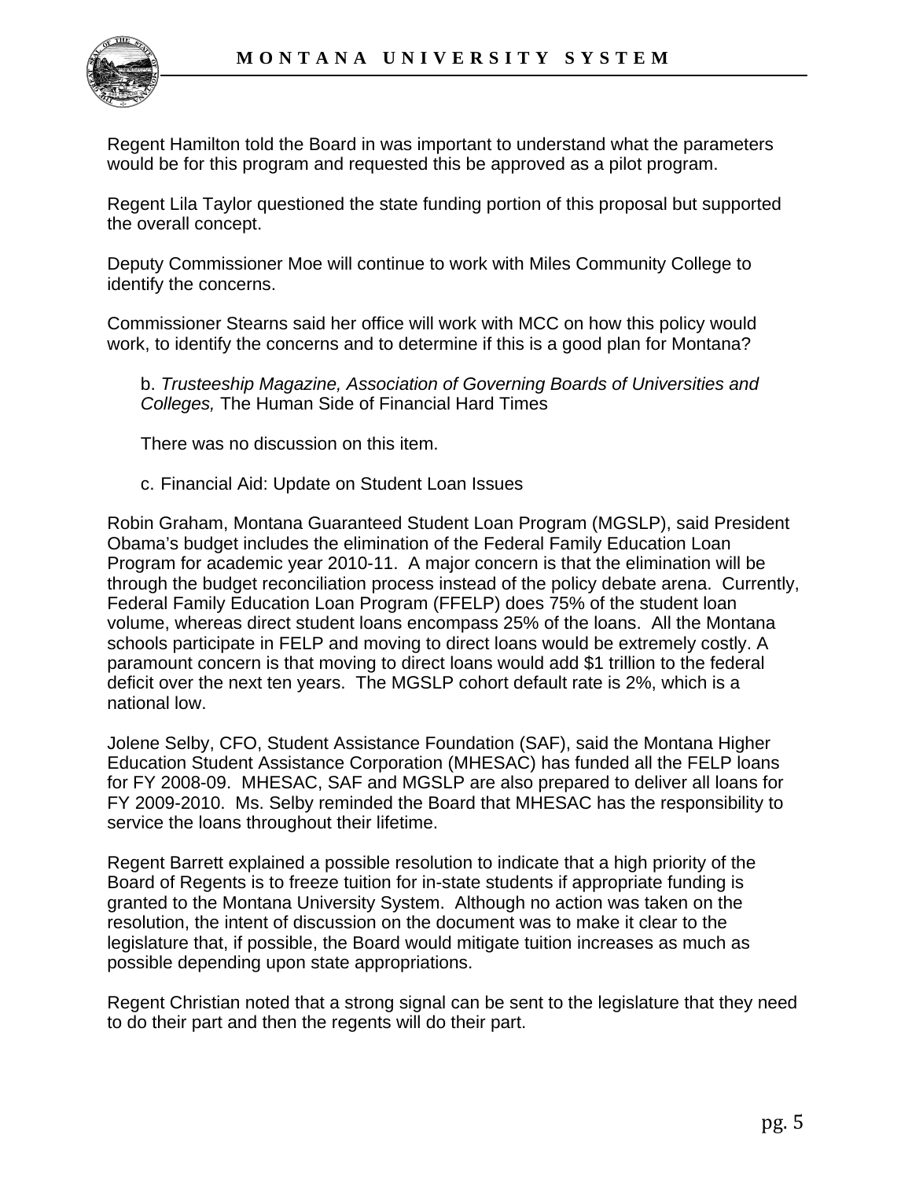Regent Hamilton told the Board in was important to understand what the parameters would be for this program and requested this be approved as a pilot program.

Regent Lila Taylor questioned the state funding portion of this proposal but supported the overall concept.

Deputy Commissioner Moe will continue to work with Miles Community College to identify the concerns.

Commissioner Stearns said her office will work with MCC on how this policy would work, to identify the concerns and to determine if this is a good plan for Montana?

b. *Trusteeship Magazine, Association of Governing Boards of Universities and Colleges,* The Human Side of Financial Hard Times

There was no discussion on this item.

c. Financial Aid: Update on Student Loan Issues

Robin Graham, Montana Guaranteed Student Loan Program (MGSLP), said President Obama's budget includes the elimination of the Federal Family Education Loan Program for academic year 2010-11. A major concern is that the elimination will be through the budget reconciliation process instead of the policy debate arena. Currently, Federal Family Education Loan Program (FFELP) does 75% of the student loan volume, whereas direct student loans encompass 25% of the loans. All the Montana schools participate in FELP and moving to direct loans would be extremely costly. A paramount concern is that moving to direct loans would add $1 trillion to the federal deficit over the next ten years. The MGSLP cohort default rate is 2%, which is a national low.

Jolene Selby, CFO, Student Assistance Foundation (SAF), said the Montana Higher Education Student Assistance Corporation (MHESAC) has funded all the FELP loans for FY 2008-09. MHESAC, SAF and MGSLP are also prepared to deliver all loans for FY 2009-2010. Ms. Selby reminded the Board that MHESAC has the responsibility to service the loans throughout their lifetime.

Regent Barrett explained a possible resolution to indicate that a high priority of the Board of Regents is to freeze tuition for in-state students if appropriate funding is granted to the Montana University System. Although no action was taken on the resolution, the intent of discussion on the document was to make it clear to the legislature that, if possible, the Board would mitigate tuition increases as much as possible depending upon state appropriations.

Regent Christian noted that a strong signal can be sent to the legislature that they need to do their part and then the regents will do their part.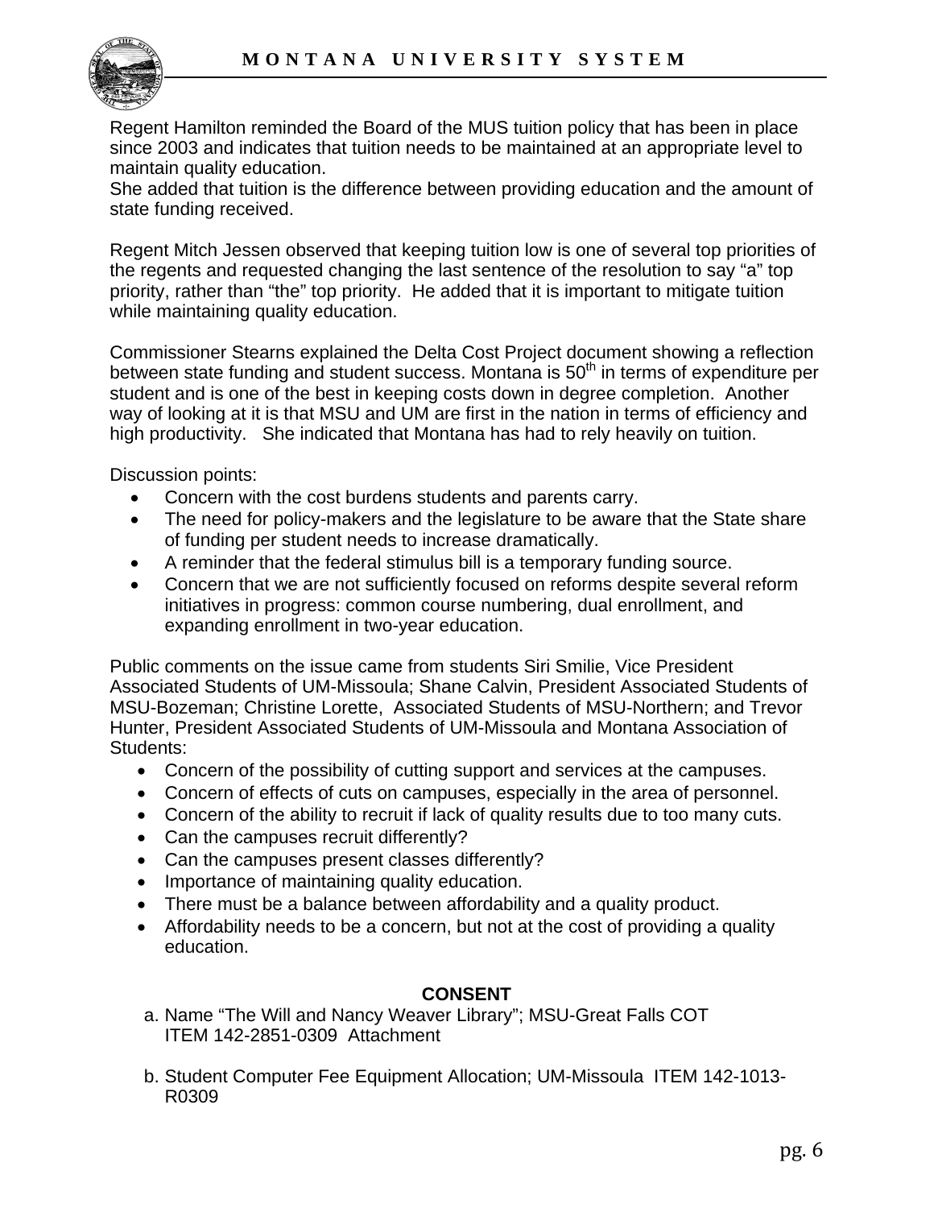Regent Hamilton reminded the Board of the MUS tuition policy that has been in place since 2003 and indicates that tuition needs to be maintained at an appropriate level to maintain quality education.
She added that tuition is the difference between providing education and the amount of state funding received.

Regent Mitch Jessen observed that keeping tuition low is one of several top priorities of the regents and requested changing the last sentence of the resolution to say "a" top priority, rather than "the" top priority. He added that it is important to mitigate tuition while maintaining quality education.

Commissioner Stearns explained the Delta Cost Project document showing a reflection between state funding and student success. Montana is 50th in terms of expenditure per student and is one of the best in keeping costs down in degree completion. Another way of looking at it is that MSU and UM are first in the nation in terms of efficiency and high productivity. She indicated that Montana has had to rely heavily on tuition.

Discussion points:

- Concern with the cost burdens students and parents carry.
- The need for policy-makers and the legislature to be aware that the State share of funding per student needs to increase dramatically.
- A reminder that the federal stimulus bill is a temporary funding source.
- Concern that we are not sufficiently focused on reforms despite several reform initiatives in progress: common course numbering, dual enrollment, and expanding enrollment in two-year education.

Public comments on the issue came from students Siri Smilie, Vice President Associated Students of UM-Missoula; Shane Calvin, President Associated Students of MSU-Bozeman; Christine Lorette, Associated Students of MSU-Northern; and Trevor Hunter, President Associated Students of UM-Missoula and Montana Association of Students:

- Concern of the possibility of cutting support and services at the campuses.
- Concern of effects of cuts on campuses, especially in the area of personnel.
- Concern of the ability to recruit if lack of quality results due to too many cuts.
- Can the campuses recruit differently?
- Can the campuses present classes differently?
- Importance of maintaining quality education.
- There must be a balance between affordability and a quality product.
- Affordability needs to be a concern, but not at the cost of providing a quality education.

**CONSENT**

a. Name "The Will and Nancy Weaver Library"; MSU-Great Falls COT ITEM 142-2851-0309 Attachment

b. Student Computer Fee Equipment Allocation; UM-Missoula ITEM 142-1013-R0309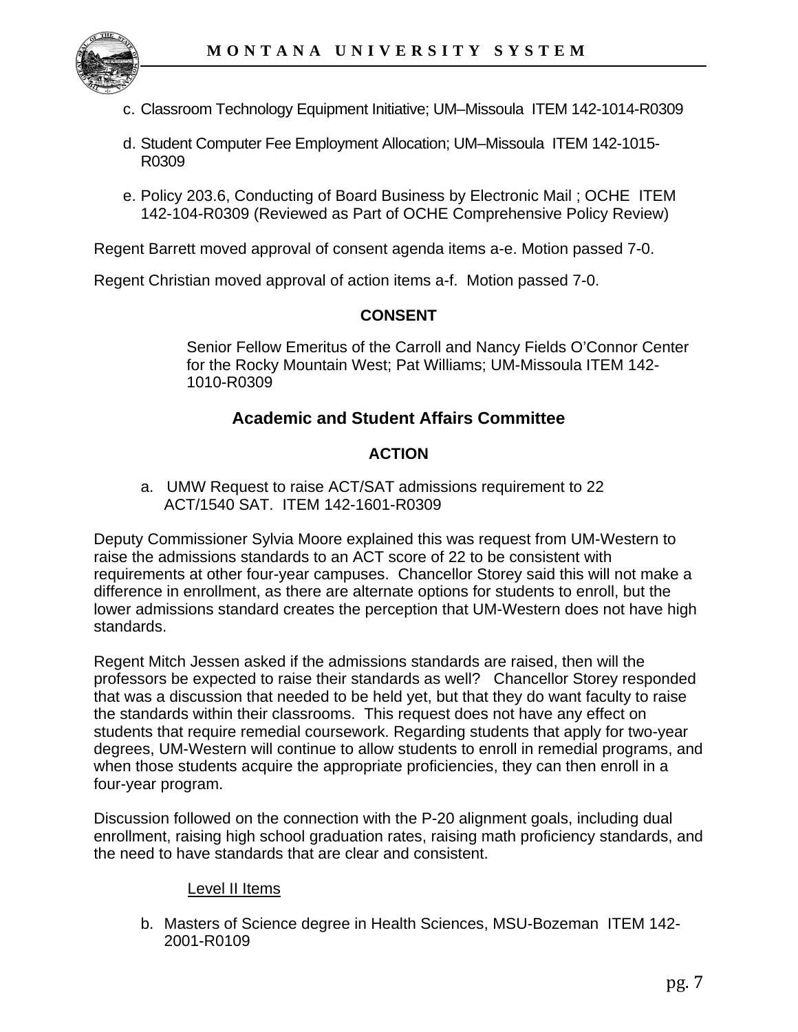c. Classroom Technology Equipment Initiative; UM–Missoula ITEM 142-1014-R0309

d. Student Computer Fee Employment Allocation; UM–Missoula ITEM 142-1015-R0309

e. Policy 203.6, Conducting of Board Business by Electronic Mail ; OCHE ITEM 142-104-R0309 (Reviewed as Part of OCHE Comprehensive Policy Review)

Regent Barrett moved approval of consent agenda items a-e. Motion passed 7-0.

Regent Christian moved approval of action items a-f. Motion passed 7-0.

**CONSENT**

Senior Fellow Emeritus of the Carroll and Nancy Fields O'Connor Center for the Rocky Mountain West; Pat Williams; UM-Missoula ITEM 142-1010-R0309

## Academic and Student Affairs Committee

**ACTION**

a. UMW Request to raise ACT/SAT admissions requirement to 22 ACT/1540 SAT. ITEM 142-1601-R0309

Deputy Commissioner Sylvia Moore explained this was request from UM-Western to raise the admissions standards to an ACT score of 22 to be consistent with requirements at other four-year campuses. Chancellor Storey said this will not make a difference in enrollment, as there are alternate options for students to enroll, but the lower admissions standard creates the perception that UM-Western does not have high standards.

Regent Mitch Jessen asked if the admissions standards are raised, then will the professors be expected to raise their standards as well? Chancellor Storey responded that was a discussion that needed to be held yet, but that they do want faculty to raise the standards within their classrooms. This request does not have any effect on students that require remedial coursework. Regarding students that apply for two-year degrees, UM-Western will continue to allow students to enroll in remedial programs, and when those students acquire the appropriate proficiencies, they can then enroll in a four-year program.

Discussion followed on the connection with the P-20 alignment goals, including dual enrollment, raising high school graduation rates, raising math proficiency standards, and the need to have standards that are clear and consistent.

Level II Items

b. Masters of Science degree in Health Sciences, MSU-Bozeman ITEM 142-2001-R0109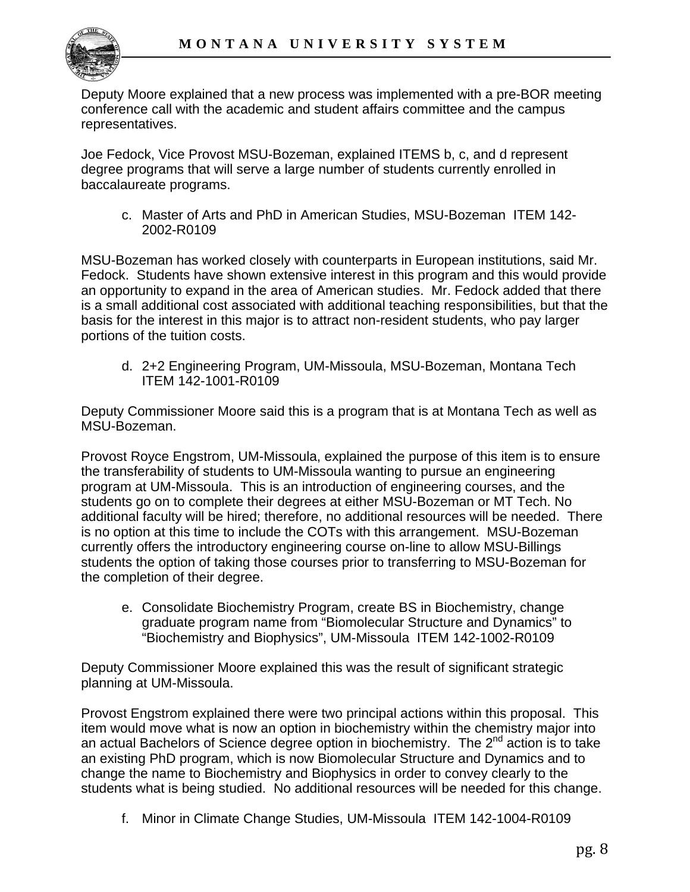Deputy Moore explained that a new process was implemented with a pre-BOR meeting conference call with the academic and student affairs committee and the campus representatives.

Joe Fedock, Vice Provost MSU-Bozeman, explained ITEMS b, c, and d represent degree programs that will serve a large number of students currently enrolled in baccalaureate programs.

c. Master of Arts and PhD in American Studies, MSU-Bozeman ITEM 142-2002-R0109

MSU-Bozeman has worked closely with counterparts in European institutions, said Mr. Fedock. Students have shown extensive interest in this program and this would provide an opportunity to expand in the area of American studies. Mr. Fedock added that there is a small additional cost associated with additional teaching responsibilities, but that the basis for the interest in this major is to attract non-resident students, who pay larger portions of the tuition costs.

d. 2+2 Engineering Program, UM-Missoula, MSU-Bozeman, Montana Tech ITEM 142-1001-R0109

Deputy Commissioner Moore said this is a program that is at Montana Tech as well as MSU-Bozeman.

Provost Royce Engstrom, UM-Missoula, explained the purpose of this item is to ensure the transferability of students to UM-Missoula wanting to pursue an engineering program at UM-Missoula. This is an introduction of engineering courses, and the students go on to complete their degrees at either MSU-Bozeman or MT Tech. No additional faculty will be hired; therefore, no additional resources will be needed. There is no option at this time to include the COTs with this arrangement. MSU-Bozeman currently offers the introductory engineering course on-line to allow MSU-Billings students the option of taking those courses prior to transferring to MSU-Bozeman for the completion of their degree.

e. Consolidate Biochemistry Program, create BS in Biochemistry, change graduate program name from "Biomolecular Structure and Dynamics" to "Biochemistry and Biophysics", UM-Missoula ITEM 142-1002-R0109

Deputy Commissioner Moore explained this was the result of significant strategic planning at UM-Missoula.

Provost Engstrom explained there were two principal actions within this proposal. This item would move what is now an option in biochemistry within the chemistry major into an actual Bachelors of Science degree option in biochemistry. The 2nd action is to take an existing PhD program, which is now Biomolecular Structure and Dynamics and to change the name to Biochemistry and Biophysics in order to convey clearly to the students what is being studied. No additional resources will be needed for this change.

f. Minor in Climate Change Studies, UM-Missoula ITEM 142-1004-R0109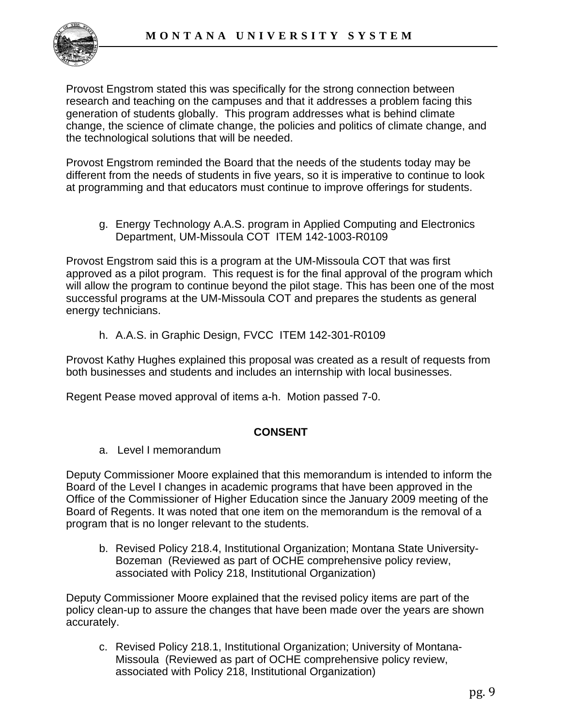Provost Engstrom stated this was specifically for the strong connection between research and teaching on the campuses and that it addresses a problem facing this generation of students globally. This program addresses what is behind climate change, the science of climate change, the policies and politics of climate change, and the technological solutions that will be needed.

Provost Engstrom reminded the Board that the needs of the students today may be different from the needs of students in five years, so it is imperative to continue to look at programming and that educators must continue to improve offerings for students.

g. Energy Technology A.A.S. program in Applied Computing and Electronics Department, UM-Missoula COT ITEM 142-1003-R0109

Provost Engstrom said this is a program at the UM-Missoula COT that was first approved as a pilot program. This request is for the final approval of the program which will allow the program to continue beyond the pilot stage. This has been one of the most successful programs at the UM-Missoula COT and prepares the students as general energy technicians.

h. A.A.S. in Graphic Design, FVCC ITEM 142-301-R0109

Provost Kathy Hughes explained this proposal was created as a result of requests from both businesses and students and includes an internship with local businesses.

Regent Pease moved approval of items a-h. Motion passed 7-0.

**CONSENT**

a. Level I memorandum

Deputy Commissioner Moore explained that this memorandum is intended to inform the Board of the Level I changes in academic programs that have been approved in the Office of the Commissioner of Higher Education since the January 2009 meeting of the Board of Regents. It was noted that one item on the memorandum is the removal of a program that is no longer relevant to the students.

b. Revised Policy 218.4, Institutional Organization; Montana State University-Bozeman (Reviewed as part of OCHE comprehensive policy review, associated with Policy 218, Institutional Organization)

Deputy Commissioner Moore explained that the revised policy items are part of the policy clean-up to assure the changes that have been made over the years are shown accurately.

c. Revised Policy 218.1, Institutional Organization; University of Montana-Missoula (Reviewed as part of OCHE comprehensive policy review, associated with Policy 218, Institutional Organization)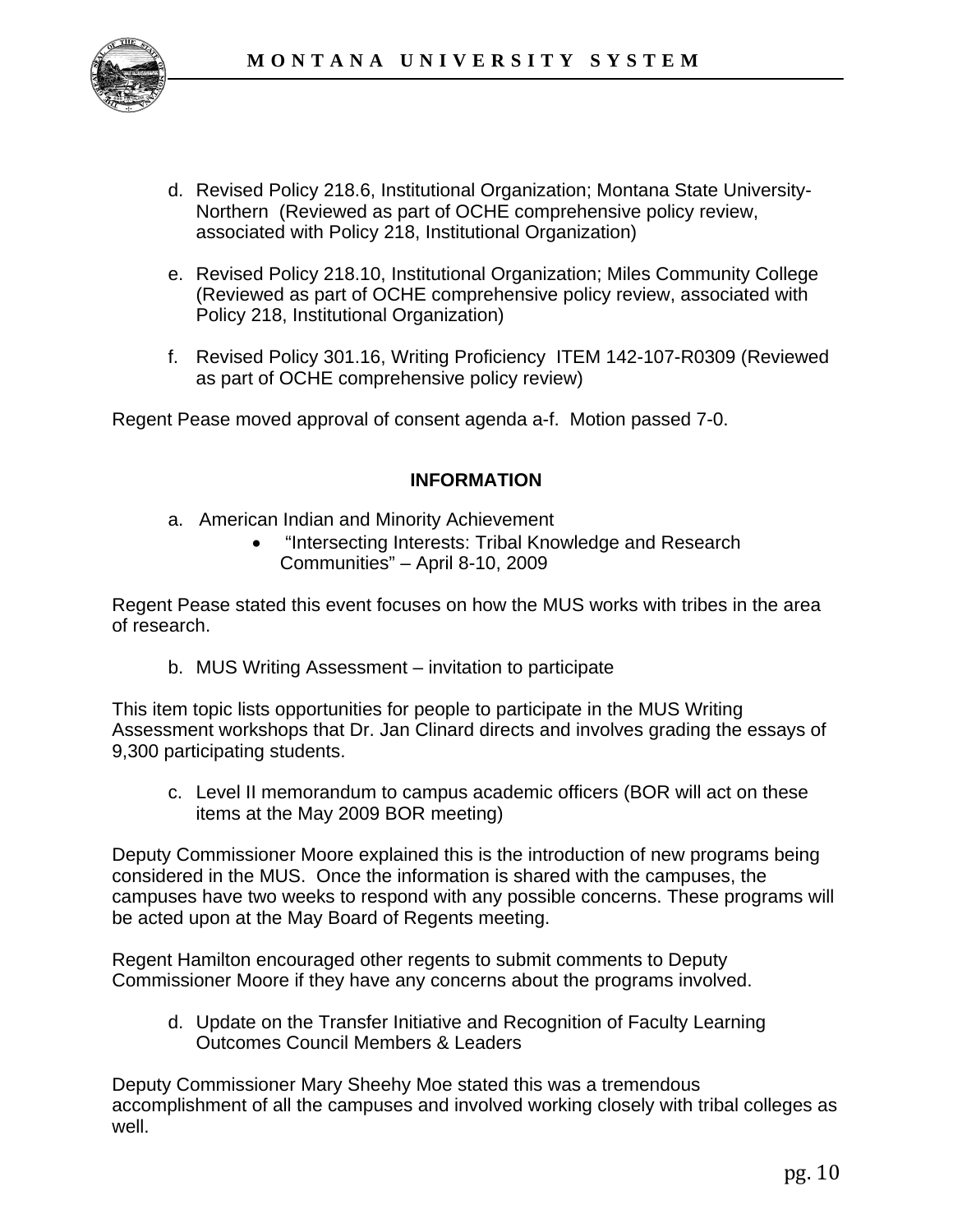d. Revised Policy 218.6, Institutional Organization; Montana State University-Northern (Reviewed as part of OCHE comprehensive policy review, associated with Policy 218, Institutional Organization)

e. Revised Policy 218.10, Institutional Organization; Miles Community College (Reviewed as part of OCHE comprehensive policy review, associated with Policy 218, Institutional Organization)

f. Revised Policy 301.16, Writing Proficiency ITEM 142-107-R0309 (Reviewed as part of OCHE comprehensive policy review)

Regent Pease moved approval of consent agenda a-f. Motion passed 7-0.

**INFORMATION**

a. American Indian and Minority Achievement
   - "Intersecting Interests: Tribal Knowledge and Research Communities" – April 8-10, 2009

Regent Pease stated this event focuses on how the MUS works with tribes in the area of research.

b. MUS Writing Assessment – invitation to participate

This item topic lists opportunities for people to participate in the MUS Writing Assessment workshops that Dr. Jan Clinard directs and involves grading the essays of 9,300 participating students.

c. Level II memorandum to campus academic officers (BOR will act on these items at the May 2009 BOR meeting)

Deputy Commissioner Moore explained this is the introduction of new programs being considered in the MUS. Once the information is shared with the campuses, the campuses have two weeks to respond with any possible concerns. These programs will be acted upon at the May Board of Regents meeting.

Regent Hamilton encouraged other regents to submit comments to Deputy Commissioner Moore if they have any concerns about the programs involved.

d. Update on the Transfer Initiative and Recognition of Faculty Learning Outcomes Council Members & Leaders

Deputy Commissioner Mary Sheehy Moe stated this was a tremendous accomplishment of all the campuses and involved working closely with tribal colleges as well.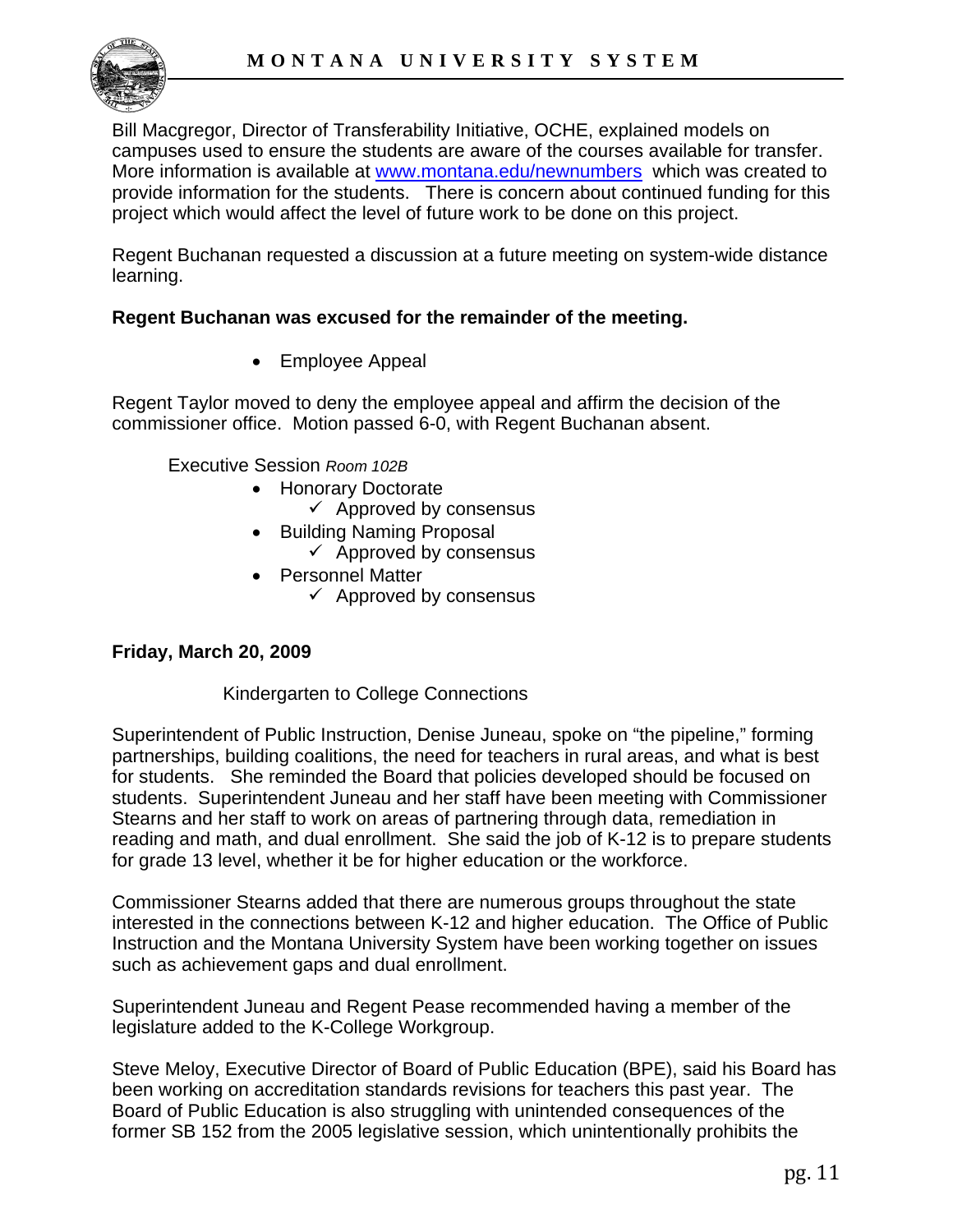Bill Macgregor, Director of Transferability Initiative, OCHE, explained models on campuses used to ensure the students are aware of the courses available for transfer. More information is available at [www.montana.edu/newnumbers](http://www.montana.edu/newnumbers) which was created to provide information for the students. There is concern about continued funding for this project which would affect the level of future work to be done on this project.

Regent Buchanan requested a discussion at a future meeting on system-wide distance learning.

**Regent Buchanan was excused for the remainder of the meeting.**

- Employee Appeal

Regent Taylor moved to deny the employee appeal and affirm the decision of the commissioner office. Motion passed 6-0, with Regent Buchanan absent.

Executive Session *Room 102B*

- Honorary Doctorate
  - ✓ Approved by consensus
- Building Naming Proposal
  - ✓ Approved by consensus
- Personnel Matter
  - ✓ Approved by consensus

**Friday, March 20, 2009**

Kindergarten to College Connections

Superintendent of Public Instruction, Denise Juneau, spoke on "the pipeline," forming partnerships, building coalitions, the need for teachers in rural areas, and what is best for students. She reminded the Board that policies developed should be focused on students. Superintendent Juneau and her staff have been meeting with Commissioner Stearns and her staff to work on areas of partnering through data, remediation in reading and math, and dual enrollment. She said the job of K-12 is to prepare students for grade 13 level, whether it be for higher education or the workforce.

Commissioner Stearns added that there are numerous groups throughout the state interested in the connections between K-12 and higher education. The Office of Public Instruction and the Montana University System have been working together on issues such as achievement gaps and dual enrollment.

Superintendent Juneau and Regent Pease recommended having a member of the legislature added to the K-College Workgroup.

Steve Meloy, Executive Director of Board of Public Education (BPE), said his Board has been working on accreditation standards revisions for teachers this past year. The Board of Public Education is also struggling with unintended consequences of the former SB 152 from the 2005 legislative session, which unintentionally prohibits the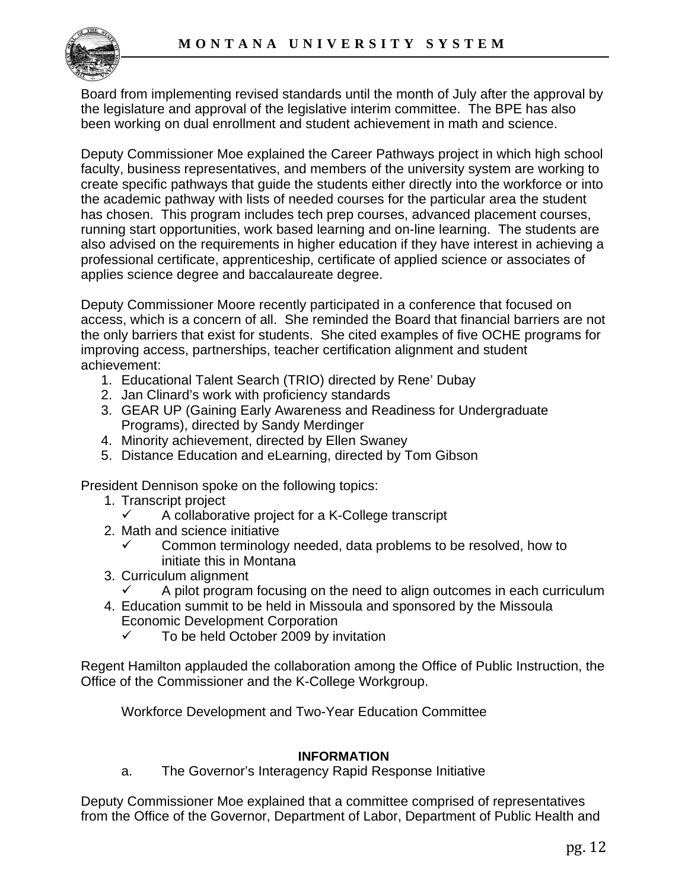Board from implementing revised standards until the month of July after the approval by the legislature and approval of the legislative interim committee. The BPE has also been working on dual enrollment and student achievement in math and science.

Deputy Commissioner Moe explained the Career Pathways project in which high school faculty, business representatives, and members of the university system are working to create specific pathways that guide the students either directly into the workforce or into the academic pathway with lists of needed courses for the particular area the student has chosen. This program includes tech prep courses, advanced placement courses, running start opportunities, work based learning and on-line learning. The students are also advised on the requirements in higher education if they have interest in achieving a professional certificate, apprenticeship, certificate of applied science or associates of applies science degree and baccalaureate degree.

Deputy Commissioner Moore recently participated in a conference that focused on access, which is a concern of all. She reminded the Board that financial barriers are not the only barriers that exist for students. She cited examples of five OCHE programs for improving access, partnerships, teacher certification alignment and student achievement:

1. Educational Talent Search (TRIO) directed by Rene' Dubay
2. Jan Clinard's work with proficiency standards
3. GEAR UP (Gaining Early Awareness and Readiness for Undergraduate Programs), directed by Sandy Merdinger
4. Minority achievement, directed by Ellen Swaney
5. Distance Education and eLearning, directed by Tom Gibson

President Dennison spoke on the following topics:

1. Transcript project
   - ✓ A collaborative project for a K-College transcript
2. Math and science initiative
   - ✓ Common terminology needed, data problems to be resolved, how to initiate this in Montana
3. Curriculum alignment
   - ✓ A pilot program focusing on the need to align outcomes in each curriculum
4. Education summit to be held in Missoula and sponsored by the Missoula Economic Development Corporation
   - ✓ To be held October 2009 by invitation

Regent Hamilton applauded the collaboration among the Office of Public Instruction, the Office of the Commissioner and the K-College Workgroup.

Workforce Development and Two-Year Education Committee

**INFORMATION**

a. The Governor's Interagency Rapid Response Initiative

Deputy Commissioner Moe explained that a committee comprised of representatives from the Office of the Governor, Department of Labor, Department of Public Health and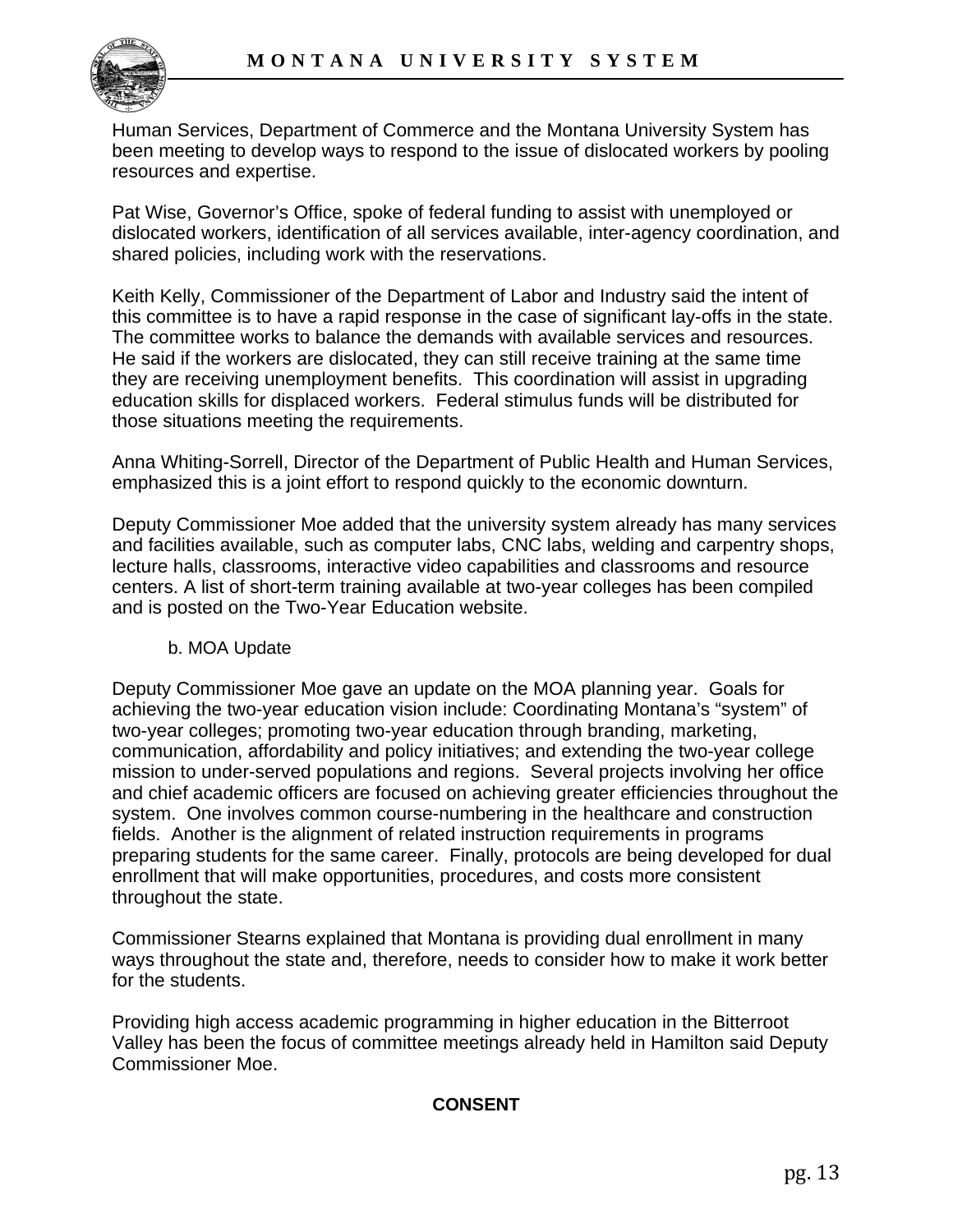Human Services, Department of Commerce and the Montana University System has been meeting to develop ways to respond to the issue of dislocated workers by pooling resources and expertise.

Pat Wise, Governor's Office, spoke of federal funding to assist with unemployed or dislocated workers, identification of all services available, inter-agency coordination, and shared policies, including work with the reservations.

Keith Kelly, Commissioner of the Department of Labor and Industry said the intent of this committee is to have a rapid response in the case of significant lay-offs in the state. The committee works to balance the demands with available services and resources. He said if the workers are dislocated, they can still receive training at the same time they are receiving unemployment benefits. This coordination will assist in upgrading education skills for displaced workers. Federal stimulus funds will be distributed for those situations meeting the requirements.

Anna Whiting-Sorrell, Director of the Department of Public Health and Human Services, emphasized this is a joint effort to respond quickly to the economic downturn.

Deputy Commissioner Moe added that the university system already has many services and facilities available, such as computer labs, CNC labs, welding and carpentry shops, lecture halls, classrooms, interactive video capabilities and classrooms and resource centers. A list of short-term training available at two-year colleges has been compiled and is posted on the Two-Year Education website.

b. MOA Update

Deputy Commissioner Moe gave an update on the MOA planning year. Goals for achieving the two-year education vision include: Coordinating Montana's "system" of two-year colleges; promoting two-year education through branding, marketing, communication, affordability and policy initiatives; and extending the two-year college mission to under-served populations and regions. Several projects involving her office and chief academic officers are focused on achieving greater efficiencies throughout the system. One involves common course-numbering in the healthcare and construction fields. Another is the alignment of related instruction requirements in programs preparing students for the same career. Finally, protocols are being developed for dual enrollment that will make opportunities, procedures, and costs more consistent throughout the state.

Commissioner Stearns explained that Montana is providing dual enrollment in many ways throughout the state and, therefore, needs to consider how to make it work better for the students.

Providing high access academic programming in higher education in the Bitterroot Valley has been the focus of committee meetings already held in Hamilton said Deputy Commissioner Moe.

**CONSENT**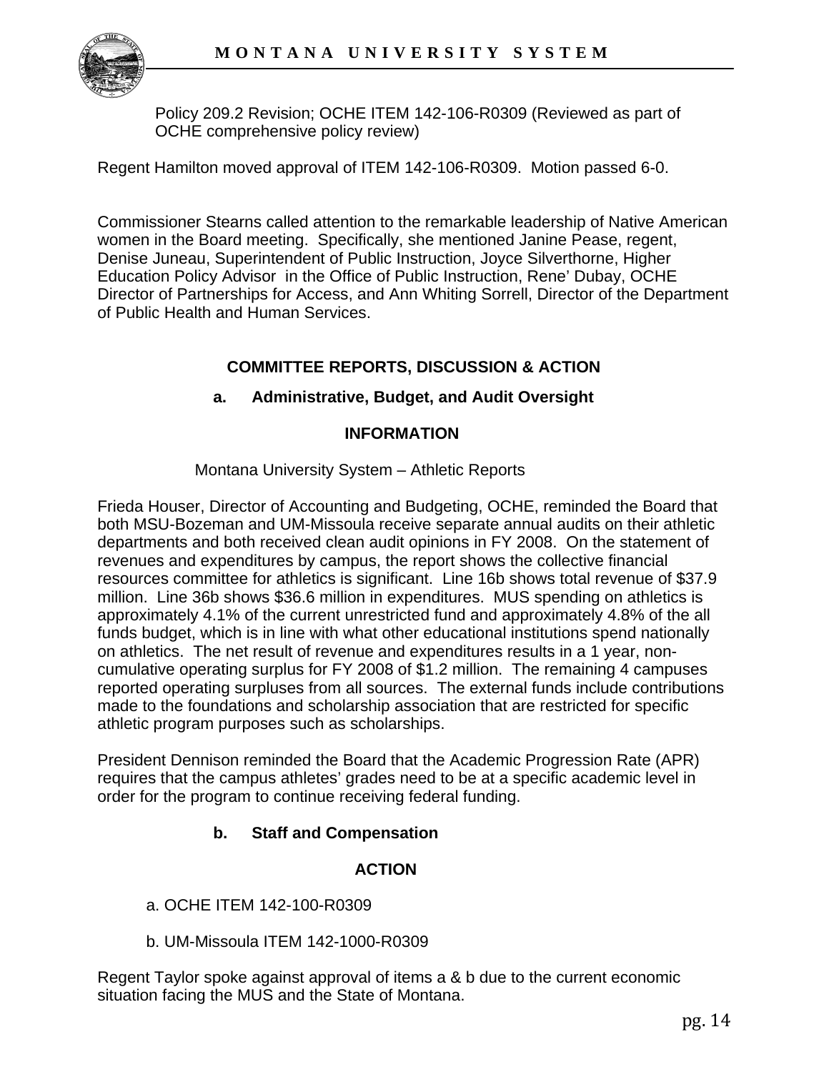Policy 209.2 Revision; OCHE ITEM 142-106-R0309 (Reviewed as part of OCHE comprehensive policy review)

Regent Hamilton moved approval of ITEM 142-106-R0309. Motion passed 6-0.

Commissioner Stearns called attention to the remarkable leadership of Native American women in the Board meeting. Specifically, she mentioned Janine Pease, regent, Denise Juneau, Superintendent of Public Instruction, Joyce Silverthorne, Higher Education Policy Advisor in the Office of Public Instruction, Rene' Dubay, OCHE Director of Partnerships for Access, and Ann Whiting Sorrell, Director of the Department of Public Health and Human Services.

## COMMITTEE REPORTS, DISCUSSION & ACTION

### a. Administrative, Budget, and Audit Oversight

#### INFORMATION

Montana University System – Athletic Reports

Frieda Houser, Director of Accounting and Budgeting, OCHE, reminded the Board that both MSU-Bozeman and UM-Missoula receive separate annual audits on their athletic departments and both received clean audit opinions in FY 2008. On the statement of revenues and expenditures by campus, the report shows the collective financial resources committee for athletics is significant. Line 16b shows total revenue of $37.9 million. Line 36b shows $36.6 million in expenditures. MUS spending on athletics is approximately 4.1% of the current unrestricted fund and approximately 4.8% of the all funds budget, which is in line with what other educational institutions spend nationally on athletics. The net result of revenue and expenditures results in a 1 year, non-cumulative operating surplus for FY 2008 of $1.2 million. The remaining 4 campuses reported operating surpluses from all sources. The external funds include contributions made to the foundations and scholarship association that are restricted for specific athletic program purposes such as scholarships.

President Dennison reminded the Board that the Academic Progression Rate (APR) requires that the campus athletes' grades need to be at a specific academic level in order for the program to continue receiving federal funding.

### b. Staff and Compensation

#### ACTION

a. OCHE ITEM 142-100-R0309

b. UM-Missoula ITEM 142-1000-R0309

Regent Taylor spoke against approval of items a & b due to the current economic situation facing the MUS and the State of Montana.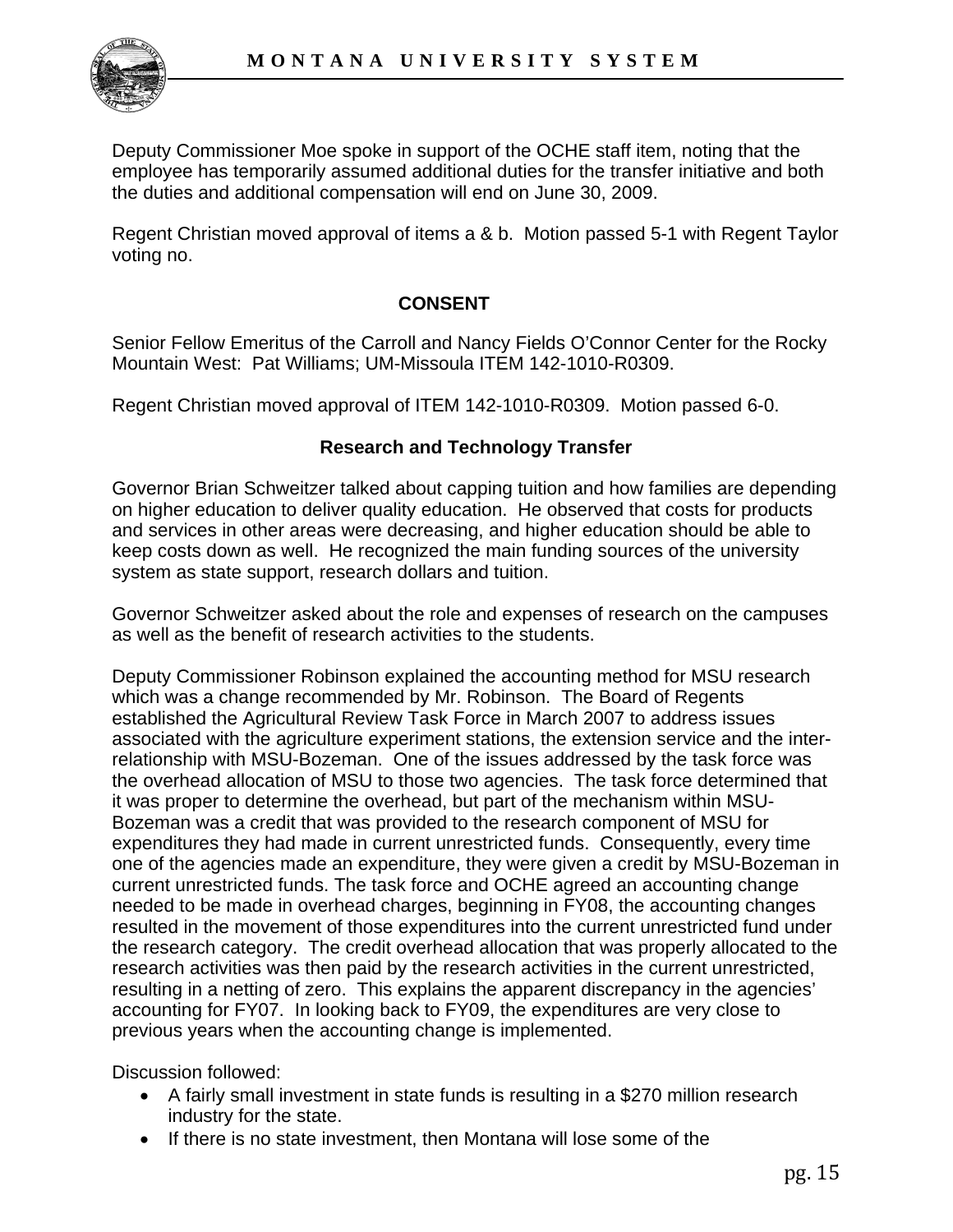Deputy Commissioner Moe spoke in support of the OCHE staff item, noting that the employee has temporarily assumed additional duties for the transfer initiative and both the duties and additional compensation will end on June 30, 2009.

Regent Christian moved approval of items a & b. Motion passed 5-1 with Regent Taylor voting no.

## CONSENT

Senior Fellow Emeritus of the Carroll and Nancy Fields O'Connor Center for the Rocky Mountain West: Pat Williams; UM-Missoula ITEM 142-1010-R0309.

Regent Christian moved approval of ITEM 142-1010-R0309. Motion passed 6-0.

## Research and Technology Transfer

Governor Brian Schweitzer talked about capping tuition and how families are depending on higher education to deliver quality education. He observed that costs for products and services in other areas were decreasing, and higher education should be able to keep costs down as well. He recognized the main funding sources of the university system as state support, research dollars and tuition.

Governor Schweitzer asked about the role and expenses of research on the campuses as well as the benefit of research activities to the students.

Deputy Commissioner Robinson explained the accounting method for MSU research which was a change recommended by Mr. Robinson. The Board of Regents established the Agricultural Review Task Force in March 2007 to address issues associated with the agriculture experiment stations, the extension service and the inter-relationship with MSU-Bozeman. One of the issues addressed by the task force was the overhead allocation of MSU to those two agencies. The task force determined that it was proper to determine the overhead, but part of the mechanism within MSU-Bozeman was a credit that was provided to the research component of MSU for expenditures they had made in current unrestricted funds. Consequently, every time one of the agencies made an expenditure, they were given a credit by MSU-Bozeman in current unrestricted funds. The task force and OCHE agreed an accounting change needed to be made in overhead charges, beginning in FY08, the accounting changes resulted in the movement of those expenditures into the current unrestricted fund under the research category. The credit overhead allocation that was properly allocated to the research activities was then paid by the research activities in the current unrestricted, resulting in a netting of zero. This explains the apparent discrepancy in the agencies' accounting for FY07. In looking back to FY09, the expenditures are very close to previous years when the accounting change is implemented.

Discussion followed:

- A fairly small investment in state funds is resulting in a $270 million research industry for the state.
- If there is no state investment, then Montana will lose some of the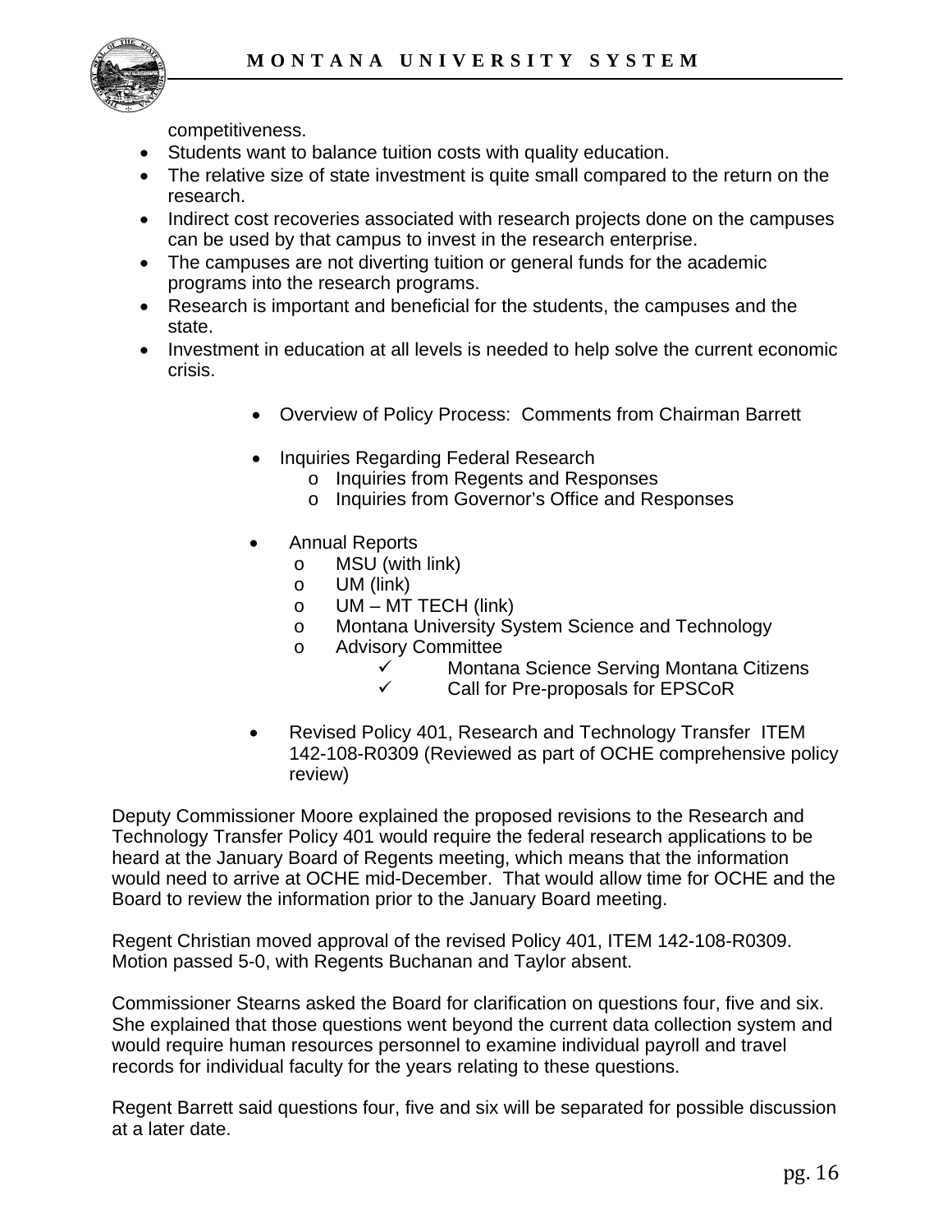competitiveness.

- Students want to balance tuition costs with quality education.
- The relative size of state investment is quite small compared to the return on the research.
- Indirect cost recoveries associated with research projects done on the campuses can be used by that campus to invest in the research enterprise.
- The campuses are not diverting tuition or general funds for the academic programs into the research programs.
- Research is important and beneficial for the students, the campuses and the state.
- Investment in education at all levels is needed to help solve the current economic crisis.

- Overview of Policy Process: Comments from Chairman Barrett

- Inquiries Regarding Federal Research
  - Inquiries from Regents and Responses
  - Inquiries from Governor's Office and Responses

- Annual Reports
  - MSU (with link)
  - UM (link)
  - UM – MT TECH (link)
  - Montana University System Science and Technology
  - Advisory Committee
    - ✓ Montana Science Serving Montana Citizens
    - ✓ Call for Pre-proposals for EPSCoR

- Revised Policy 401, Research and Technology Transfer ITEM 142-108-R0309 (Reviewed as part of OCHE comprehensive policy review)

Deputy Commissioner Moore explained the proposed revisions to the Research and Technology Transfer Policy 401 would require the federal research applications to be heard at the January Board of Regents meeting, which means that the information would need to arrive at OCHE mid-December. That would allow time for OCHE and the Board to review the information prior to the January Board meeting.

Regent Christian moved approval of the revised Policy 401, ITEM 142-108-R0309. Motion passed 5-0, with Regents Buchanan and Taylor absent.

Commissioner Stearns asked the Board for clarification on questions four, five and six. She explained that those questions went beyond the current data collection system and would require human resources personnel to examine individual payroll and travel records for individual faculty for the years relating to these questions.

Regent Barrett said questions four, five and six will be separated for possible discussion at a later date.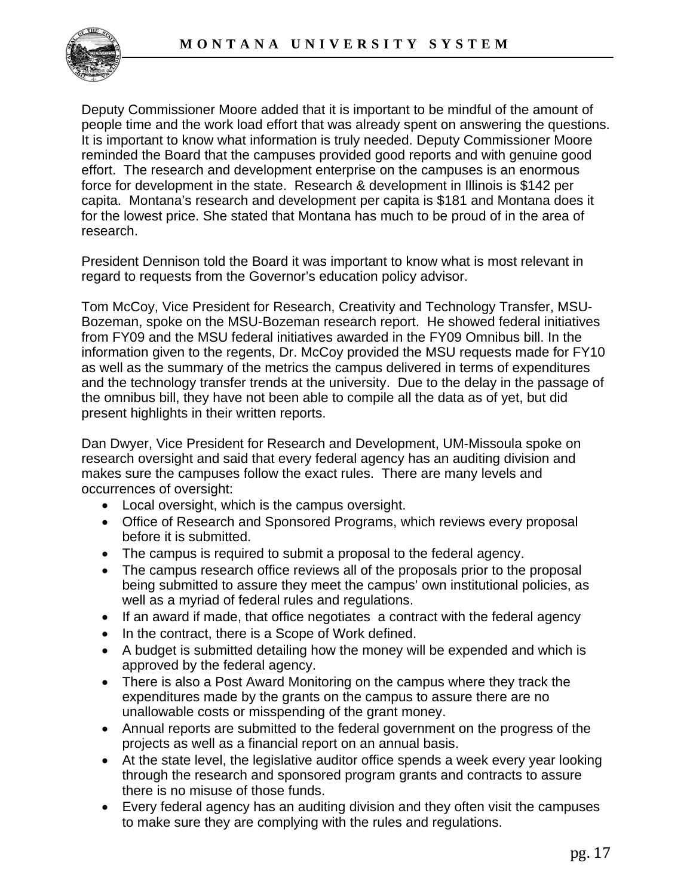Deputy Commissioner Moore added that it is important to be mindful of the amount of people time and the work load effort that was already spent on answering the questions. It is important to know what information is truly needed. Deputy Commissioner Moore reminded the Board that the campuses provided good reports and with genuine good effort. The research and development enterprise on the campuses is an enormous force for development in the state. Research & development in Illinois is $142 per capita. Montana's research and development per capita is $181 and Montana does it for the lowest price. She stated that Montana has much to be proud of in the area of research.

President Dennison told the Board it was important to know what is most relevant in regard to requests from the Governor's education policy advisor.

Tom McCoy, Vice President for Research, Creativity and Technology Transfer, MSU-Bozeman, spoke on the MSU-Bozeman research report. He showed federal initiatives from FY09 and the MSU federal initiatives awarded in the FY09 Omnibus bill. In the information given to the regents, Dr. McCoy provided the MSU requests made for FY10 as well as the summary of the metrics the campus delivered in terms of expenditures and the technology transfer trends at the university. Due to the delay in the passage of the omnibus bill, they have not been able to compile all the data as of yet, but did present highlights in their written reports.

Dan Dwyer, Vice President for Research and Development, UM-Missoula spoke on research oversight and said that every federal agency has an auditing division and makes sure the campuses follow the exact rules. There are many levels and occurrences of oversight:

- Local oversight, which is the campus oversight.
- Office of Research and Sponsored Programs, which reviews every proposal before it is submitted.
- The campus is required to submit a proposal to the federal agency.
- The campus research office reviews all of the proposals prior to the proposal being submitted to assure they meet the campus' own institutional policies, as well as a myriad of federal rules and regulations.
- If an award if made, that office negotiates a contract with the federal agency
- In the contract, there is a Scope of Work defined.
- A budget is submitted detailing how the money will be expended and which is approved by the federal agency.
- There is also a Post Award Monitoring on the campus where they track the expenditures made by the grants on the campus to assure there are no unallowable costs or misspending of the grant money.
- Annual reports are submitted to the federal government on the progress of the projects as well as a financial report on an annual basis.
- At the state level, the legislative auditor office spends a week every year looking through the research and sponsored program grants and contracts to assure there is no misuse of those funds.
- Every federal agency has an auditing division and they often visit the campuses to make sure they are complying with the rules and regulations.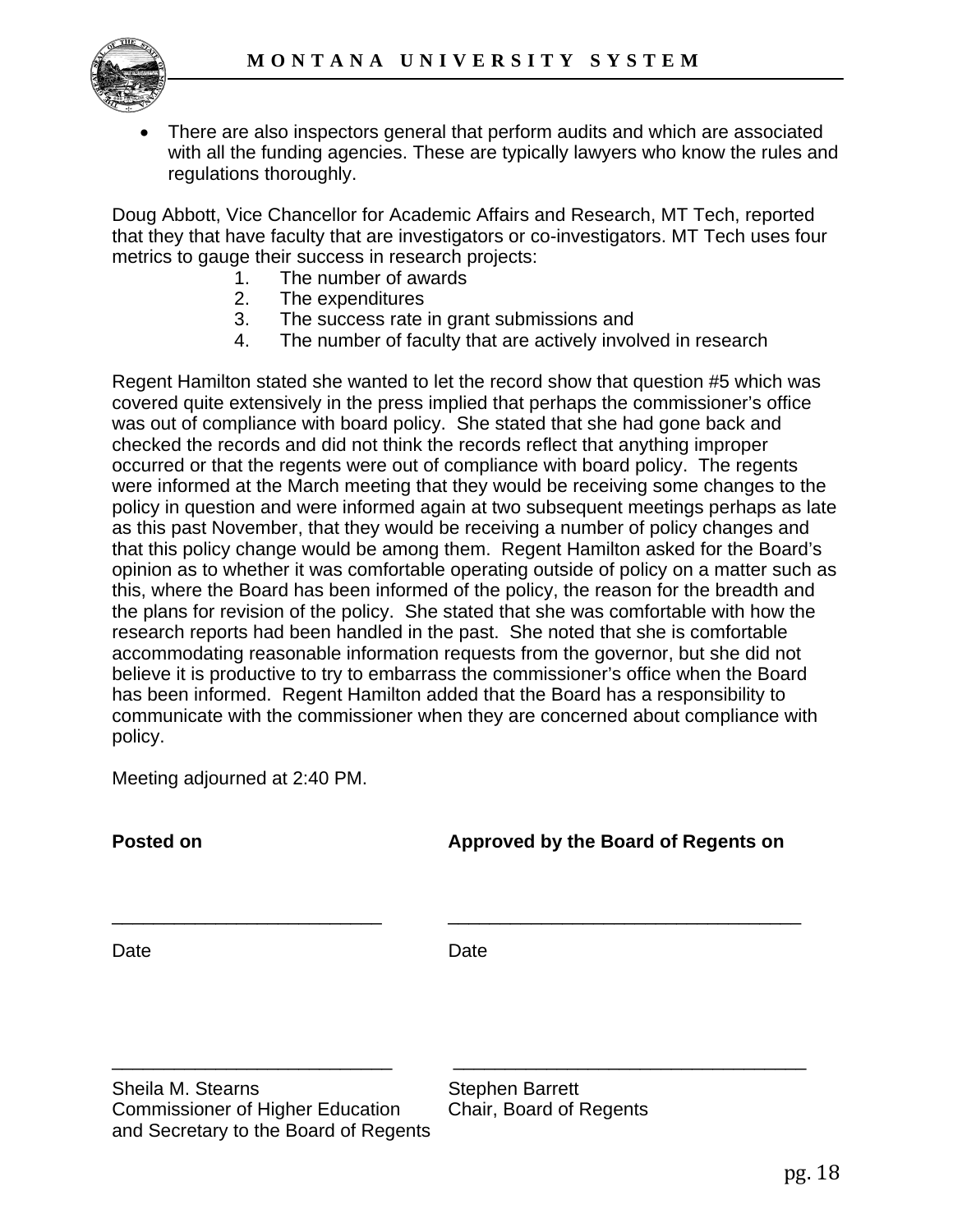- There are also inspectors general that perform audits and which are associated with all the funding agencies. These are typically lawyers who know the rules and regulations thoroughly.

Doug Abbott, Vice Chancellor for Academic Affairs and Research, MT Tech, reported that they that have faculty that are investigators or co-investigators. MT Tech uses four metrics to gauge their success in research projects:

1. The number of awards
2. The expenditures
3. The success rate in grant submissions and
4. The number of faculty that are actively involved in research

Regent Hamilton stated she wanted to let the record show that question #5 which was covered quite extensively in the press implied that perhaps the commissioner's office was out of compliance with board policy. She stated that she had gone back and checked the records and did not think the records reflect that anything improper occurred or that the regents were out of compliance with board policy. The regents were informed at the March meeting that they would be receiving some changes to the policy in question and were informed again at two subsequent meetings perhaps as late as this past November, that they would be receiving a number of policy changes and that this policy change would be among them. Regent Hamilton asked for the Board's opinion as to whether it was comfortable operating outside of policy on a matter such as this, where the Board has been informed of the policy, the reason for the breadth and the plans for revision of the policy. She stated that she was comfortable with how the research reports had been handled in the past. She noted that she is comfortable accommodating reasonable information requests from the governor, but she did not believe it is productive to try to embarrass the commissioner's office when the Board has been informed. Regent Hamilton added that the Board has a responsibility to communicate with the commissioner when they are concerned about compliance with policy.

Meeting adjourned at 2:40 PM.

**Posted on** | **Approved by the Board of Regents on**

\_\_\_\_\_\_\_\_\_\_\_\_\_\_\_\_\_\_\_\_\_\_\_\_\_\_ \_\_\_\_\_\_\_\_\_\_\_\_\_\_\_\_\_\_\_\_\_\_\_\_\_\_\_\_\_\_\_\_\_\_

Date | Date

\_\_\_\_\_\_\_\_\_\_\_\_\_\_\_\_\_\_\_\_\_\_\_\_\_\_ \_\_\_\_\_\_\_\_\_\_\_\_\_\_\_\_\_\_\_\_\_\_\_\_\_\_\_\_\_\_\_\_\_\_

Sheila M. Stearns
Commissioner of Higher Education
and Secretary to the Board of Regents

Stephen Barrett
Chair, Board of Regents